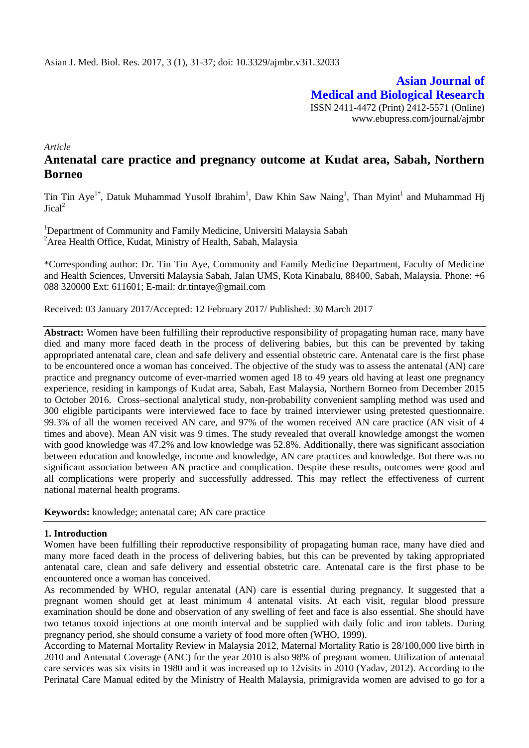**Asian Journal of Medical and Biological Research**

ISSN 2411-4472 (Print) 2412-5571 (Online)
www.ebupress.com/journal/ajmbr

*Article*

# Antenatal care practice and pregnancy outcome at Kudat area, Sabah, Northern Borneo

Tin Tin Aye[1*], Datuk Muhammad Yusolf Ibrahim[1], Daw Khin Saw Naing[1], Than Myint[1] and Muhammad Hj Jical[2]

[1]Department of Community and Family Medicine, Universiti Malaysia Sabah
[2]Area Health Office, Kudat, Ministry of Health, Sabah, Malaysia

*Corresponding author: Dr. Tin Tin Aye, Community and Family Medicine Department, Faculty of Medicine and Health Sciences, Unversiti Malaysia Sabah, Jalan UMS, Kota Kinabalu, 88400, Sabah, Malaysia. Phone: +6 088 320000 Ext: 611601; E-mail: dr.tintaye@gmail.com

Received: 03 January 2017/Accepted: 12 February 2017/ Published: 30 March 2017

**Abstract:** Women have been fulfilling their reproductive responsibility of propagating human race, many have died and many more faced death in the process of delivering babies, but this can be prevented by taking appropriated antenatal care, clean and safe delivery and essential obstetric care. Antenatal care is the first phase to be encountered once a woman has conceived. The objective of the study was to assess the antenatal (AN) care practice and pregnancy outcome of ever-married women aged 18 to 49 years old having at least one pregnancy experience, residing in kampongs of Kudat area, Sabah, East Malaysia, Northern Borneo from December 2015 to October 2016. Cross–sectional analytical study, non-probability convenient sampling method was used and 300 eligible participants were interviewed face to face by trained interviewer using pretested questionnaire. 99.3% of all the women received AN care, and 97% of the women received AN care practice (AN visit of 4 times and above). Mean AN visit was 9 times. The study revealed that overall knowledge amongst the women with good knowledge was 47.2% and low knowledge was 52.8%. Additionally, there was significant association between education and knowledge, income and knowledge, AN care practices and knowledge. But there was no significant association between AN practice and complication. Despite these results, outcomes were good and all complications were properly and successfully addressed. This may reflect the effectiveness of current national maternal health programs.

**Keywords:** knowledge; antenatal care; AN care practice

## 1. Introduction

Women have been fulfilling their reproductive responsibility of propagating human race, many have died and many more faced death in the process of delivering babies, but this can be prevented by taking appropriated antenatal care, clean and safe delivery and essential obstetric care. Antenatal care is the first phase to be encountered once a woman has conceived.

As recommended by WHO, regular antenatal (AN) care is essential during pregnancy. It suggested that a pregnant women should get at least minimum 4 antenatal visits. At each visit, regular blood pressure examination should be done and observation of any swelling of feet and face is also essential. She should have two tetanus toxoid injections at one month interval and be supplied with daily folic and iron tablets. During pregnancy period, she should consume a variety of food more often (WHO, 1999).

According to Maternal Mortality Review in Malaysia 2012, Maternal Mortality Ratio is 28/100,000 live birth in 2010 and Antenatal Coverage (ANC) for the year 2010 is also 98% of pregnant women. Utilization of antenatal care services was six visits in 1980 and it was increased up to 12visits in 2010 (Yadav, 2012). According to the Perinatal Care Manual edited by the Ministry of Health Malaysia, primigravida women are advised to go for a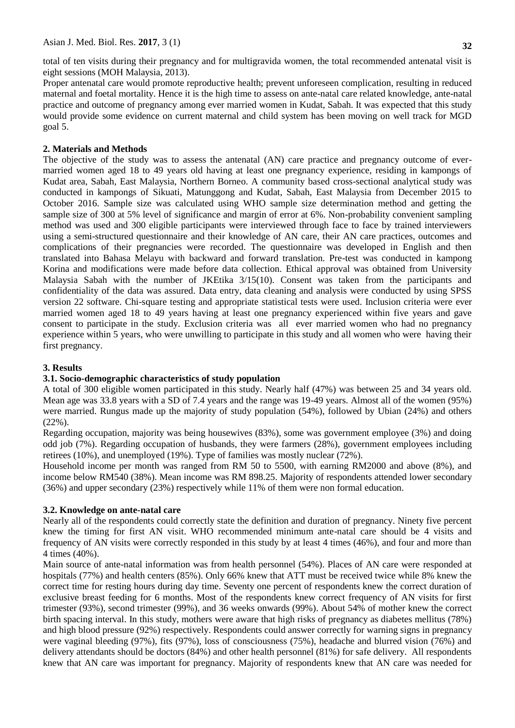total of ten visits during their pregnancy and for multigravida women, the total recommended antenatal visit is eight sessions (MOH Malaysia, 2013).

Proper antenatal care would promote reproductive health; prevent unforeseen complication, resulting in reduced maternal and foetal mortality. Hence it is the high time to assess on ante-natal care related knowledge, ante-natal practice and outcome of pregnancy among ever married women in Kudat, Sabah. It was expected that this study would provide some evidence on current maternal and child system has been moving on well track for MGD goal 5.

## 2. Materials and Methods

The objective of the study was to assess the antenatal (AN) care practice and pregnancy outcome of ever-married women aged 18 to 49 years old having at least one pregnancy experience, residing in kampongs of Kudat area, Sabah, East Malaysia, Northern Borneo. A community based cross-sectional analytical study was conducted in kampongs of Sikuati, Matunggong and Kudat, Sabah, East Malaysia from December 2015 to October 2016. Sample size was calculated using WHO sample size determination method and getting the sample size of 300 at 5% level of significance and margin of error at 6%. Non-probability convenient sampling method was used and 300 eligible participants were interviewed through face to face by trained interviewers using a semi-structured questionnaire and their knowledge of AN care, their AN care practices, outcomes and complications of their pregnancies were recorded. The questionnaire was developed in English and then translated into Bahasa Melayu with backward and forward translation. Pre-test was conducted in kampong Korina and modifications were made before data collection. Ethical approval was obtained from University Malaysia Sabah with the number of JKEtika 3/15(10). Consent was taken from the participants and confidentiality of the data was assured. Data entry, data cleaning and analysis were conducted by using SPSS version 22 software. Chi-square testing and appropriate statistical tests were used. Inclusion criteria were ever married women aged 18 to 49 years having at least one pregnancy experienced within five years and gave consent to participate in the study. Exclusion criteria was all ever married women who had no pregnancy experience within 5 years, who were unwilling to participate in this study and all women who were having their first pregnancy.

## 3. Results

### 3.1. Socio-demographic characteristics of study population

A total of 300 eligible women participated in this study. Nearly half (47%) was between 25 and 34 years old. Mean age was 33.8 years with a SD of 7.4 years and the range was 19-49 years. Almost all of the women (95%) were married. Rungus made up the majority of study population (54%), followed by Ubian (24%) and others (22%).

Regarding occupation, majority was being housewives (83%), some was government employee (3%) and doing odd job (7%). Regarding occupation of husbands, they were farmers (28%), government employees including retirees (10%), and unemployed (19%). Type of families was mostly nuclear (72%).

Household income per month was ranged from RM 50 to 5500, with earning RM2000 and above (8%), and income below RM540 (38%). Mean income was RM 898.25. Majority of respondents attended lower secondary (36%) and upper secondary (23%) respectively while 11% of them were non formal education.

### 3.2. Knowledge on ante-natal care

Nearly all of the respondents could correctly state the definition and duration of pregnancy. Ninety five percent knew the timing for first AN visit. WHO recommended minimum ante-natal care should be 4 visits and frequency of AN visits were correctly responded in this study by at least 4 times (46%), and four and more than 4 times (40%).

Main source of ante-natal information was from health personnel (54%). Places of AN care were responded at hospitals (77%) and health centers (85%). Only 66% knew that ATT must be received twice while 8% knew the correct time for resting hours during day time. Seventy one percent of respondents knew the correct duration of exclusive breast feeding for 6 months. Most of the respondents knew correct frequency of AN visits for first trimester (93%), second trimester (99%), and 36 weeks onwards (99%). About 54% of mother knew the correct birth spacing interval. In this study, mothers were aware that high risks of pregnancy as diabetes mellitus (78%) and high blood pressure (92%) respectively. Respondents could answer correctly for warning signs in pregnancy were vaginal bleeding (97%), fits (97%), loss of consciousness (75%), headache and blurred vision (76%) and delivery attendants should be doctors (84%) and other health personnel (81%) for safe delivery. All respondents knew that AN care was important for pregnancy. Majority of respondents knew that AN care was needed for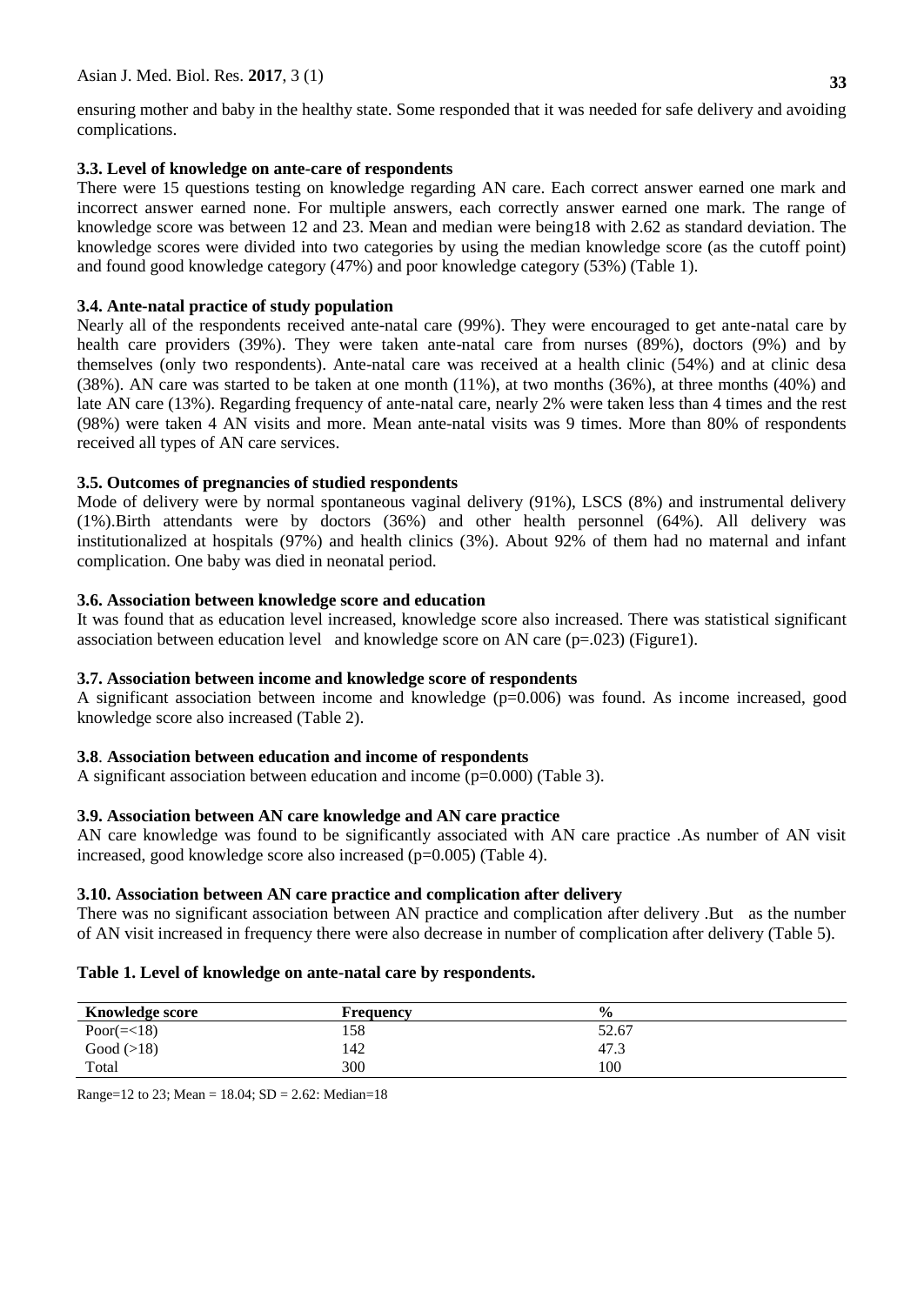ensuring mother and baby in the healthy state. Some responded that it was needed for safe delivery and avoiding complications.

### 3.3. Level of knowledge on ante-care of respondents

There were 15 questions testing on knowledge regarding AN care. Each correct answer earned one mark and incorrect answer earned none. For multiple answers, each correctly answer earned one mark. The range of knowledge score was between 12 and 23. Mean and median were being18 with 2.62 as standard deviation. The knowledge scores were divided into two categories by using the median knowledge score (as the cutoff point) and found good knowledge category (47%) and poor knowledge category (53%) (Table 1).

### 3.4. Ante-natal practice of study population

Nearly all of the respondents received ante-natal care (99%). They were encouraged to get ante-natal care by health care providers (39%). They were taken ante-natal care from nurses (89%), doctors (9%) and by themselves (only two respondents). Ante-natal care was received at a health clinic (54%) and at clinic desa (38%). AN care was started to be taken at one month (11%), at two months (36%), at three months (40%) and late AN care (13%). Regarding frequency of ante-natal care, nearly 2% were taken less than 4 times and the rest (98%) were taken 4 AN visits and more. Mean ante-natal visits was 9 times. More than 80% of respondents received all types of AN care services.

### 3.5. Outcomes of pregnancies of studied respondents

Mode of delivery were by normal spontaneous vaginal delivery (91%), LSCS (8%) and instrumental delivery (1%).Birth attendants were by doctors (36%) and other health personnel (64%). All delivery was institutionalized at hospitals (97%) and health clinics (3%). About 92% of them had no maternal and infant complication. One baby was died in neonatal period.

### 3.6. Association between knowledge score and education

It was found that as education level increased, knowledge score also increased. There was statistical significant association between education level and knowledge score on AN care (p=.023) (Figure1).

### 3.7. Association between income and knowledge score of respondents

A significant association between income and knowledge (p=0.006) was found. As income increased, good knowledge score also increased (Table 2).

### 3.8. Association between education and income of respondents

A significant association between education and income (p=0.000) (Table 3).

### 3.9. Association between AN care knowledge and AN care practice

AN care knowledge was found to be significantly associated with AN care practice .As number of AN visit increased, good knowledge score also increased (p=0.005) (Table 4).

### 3.10. Association between AN care practice and complication after delivery

There was no significant association between AN practice and complication after delivery .But as the number of AN visit increased in frequency there were also decrease in number of complication after delivery (Table 5).

**Table 1. Level of knowledge on ante-natal care by respondents.**

| Knowledge score | Frequency | % |
|---|---|---|
| Poor(=<18) | 158 | 52.67 |
| Good (>18) | 142 | 47.3 |
| Total | 300 | 100 |

Range=12 to 23; Mean = 18.04; SD = 2.62: Median=18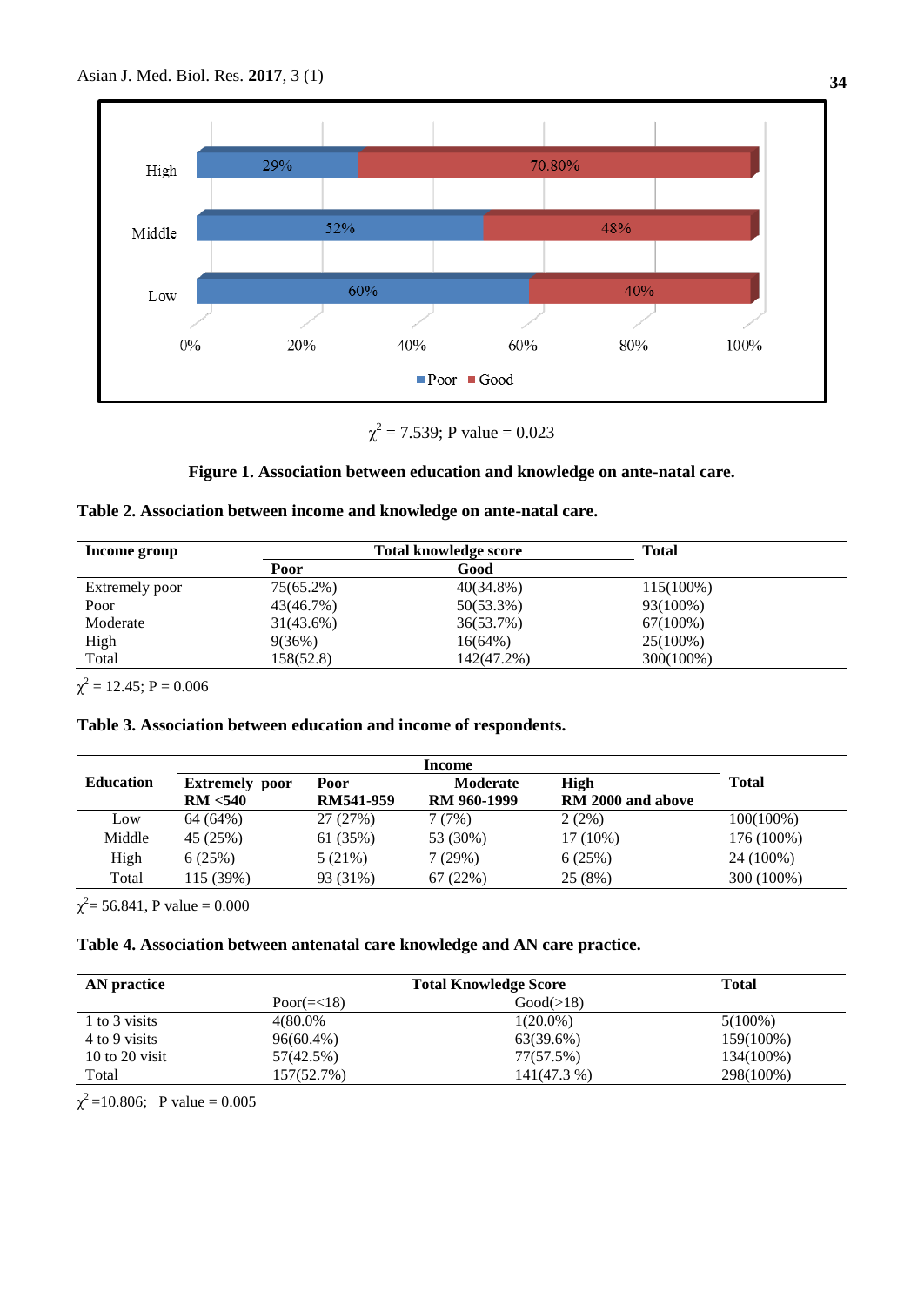$\chi^2$ = 7.539; P value = 0.023

**Figure 1. Association between education and knowledge on ante-natal care.**

**Table 2. Association between income and knowledge on ante-natal care.**

| Income group | Total knowledge score | | Total |
|---|---|---|---|
| | Poor | Good | |
| Extremely poor | 75(65.2%) | 40(34.8%) | 115(100%) |
| Poor | 43(46.7%) | 50(53.3%) | 93(100%) |
| Moderate | 31(43.6%) | 36(53.7%) | 67(100%) |
| High | 9(36%) | 16(64%) | 25(100%) |
| Total | 158(52.8) | 142(47.2%) | 300(100%) |

$\chi^2$ = 12.45; P = 0.006

**Table 3. Association between education and income of respondents.**

| Education | Income | | | | Total |
|---|---|---|---|---|---|
| | Extremely poor RM <540 | Poor RM541-959 | Moderate RM 960-1999 | High RM 2000 and above | |
| Low | 64 (64%) | 27 (27%) | 7 (7%) | 2 (2%) | 100(100%) |
| Middle | 45 (25%) | 61 (35%) | 53 (30%) | 17 (10%) | 176 (100%) |
| High | 6 (25%) | 5 (21%) | 7 (29%) | 6 (25%) | 24 (100%) |
| Total | 115 (39%) | 93 (31%) | 67 (22%) | 25 (8%) | 300 (100%) |

$\chi^2$= 56.841, P value = 0.000

**Table 4. Association between antenatal care knowledge and AN care practice.**

| AN practice | Total Knowledge Score | | Total |
|---|---|---|---|
| | Poor(=<18) | Good(>18) | |
| 1 to 3 visits | 4(80.0% | 1(20.0%) | 5(100%) |
| 4 to 9 visits | 96(60.4%) | 63(39.6%) | 159(100%) |
| 10 to 20 visit | 57(42.5%) | 77(57.5%) | 134(100%) |
| Total | 157(52.7%) | 141(47.3 %) | 298(100%) |

$\chi^2$ =10.806; P value = 0.005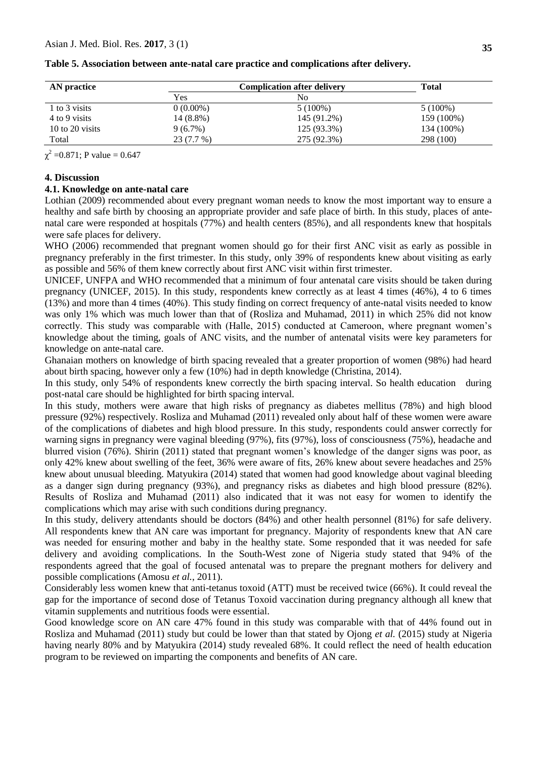**Table 5. Association between ante-natal care practice and complications after delivery.**

| AN practice | Complication after delivery | | Total |
|---|---|---|---|
| | Yes | No | |
| 1 to 3 visits | 0 (0.00%) | 5 (100%) | 5 (100%) |
| 4 to 9 visits | 14 (8.8%) | 145 (91.2%) | 159 (100%) |
| 10 to 20 visits | 9 (6.7%) | 125 (93.3%) | 134 (100%) |
| Total | 23 (7.7 %) | 275 (92.3%) | 298 (100) |

$\chi^2$ =0.871; P value = 0.647

## 4. Discussion

### 4.1. Knowledge on ante-natal care

Lothian (2009) recommended about every pregnant woman needs to know the most important way to ensure a healthy and safe birth by choosing an appropriate provider and safe place of birth. In this study, places of ante-natal care were responded at hospitals (77%) and health centers (85%), and all respondents knew that hospitals were safe places for delivery.

WHO (2006) recommended that pregnant women should go for their first ANC visit as early as possible in pregnancy preferably in the first trimester. In this study, only 39% of respondents knew about visiting as early as possible and 56% of them knew correctly about first ANC visit within first trimester.

UNICEF, UNFPA and WHO recommended that a minimum of four antenatal care visits should be taken during pregnancy (UNICEF, 2015). In this study, respondents knew correctly as at least 4 times (46%), 4 to 6 times (13%) and more than 4 times (40%). This study finding on correct frequency of ante-natal visits needed to know was only 1% which was much lower than that of (Rosliza and Muhamad, 2011) in which 25% did not know correctly. This study was comparable with (Halle, 2015) conducted at Cameroon, where pregnant women's knowledge about the timing, goals of ANC visits, and the number of antenatal visits were key parameters for knowledge on ante-natal care.

Ghanaian mothers on knowledge of birth spacing revealed that a greater proportion of women (98%) had heard about birth spacing, however only a few (10%) had in depth knowledge (Christina, 2014).

In this study, only 54% of respondents knew correctly the birth spacing interval. So health education during post-natal care should be highlighted for birth spacing interval.

In this study, mothers were aware that high risks of pregnancy as diabetes mellitus (78%) and high blood pressure (92%) respectively. Rosliza and Muhamad (2011) revealed only about half of these women were aware of the complications of diabetes and high blood pressure. In this study, respondents could answer correctly for warning signs in pregnancy were vaginal bleeding (97%), fits (97%), loss of consciousness (75%), headache and blurred vision (76%). Shirin (2011) stated that pregnant women's knowledge of the danger signs was poor, as only 42% knew about swelling of the feet, 36% were aware of fits, 26% knew about severe headaches and 25% knew about unusual bleeding. Matyukira (2014) stated that women had good knowledge about vaginal bleeding as a danger sign during pregnancy (93%), and pregnancy risks as diabetes and high blood pressure (82%). Results of Rosliza and Muhamad (2011) also indicated that it was not easy for women to identify the complications which may arise with such conditions during pregnancy.

In this study, delivery attendants should be doctors (84%) and other health personnel (81%) for safe delivery. All respondents knew that AN care was important for pregnancy. Majority of respondents knew that AN care was needed for ensuring mother and baby in the healthy state. Some responded that it was needed for safe delivery and avoiding complications. In the South-West zone of Nigeria study stated that 94% of the respondents agreed that the goal of focused antenatal was to prepare the pregnant mothers for delivery and possible complications (Amosu *et al.*, 2011).

Considerably less women knew that anti-tetanus toxoid (ATT) must be received twice (66%). It could reveal the gap for the importance of second dose of Tetanus Toxoid vaccination during pregnancy although all knew that vitamin supplements and nutritious foods were essential.

Good knowledge score on AN care 47% found in this study was comparable with that of 44% found out in Rosliza and Muhamad (2011) study but could be lower than that stated by Ojong *et al.* (2015) study at Nigeria having nearly 80% and by Matyukira (2014) study revealed 68%. It could reflect the need of health education program to be reviewed on imparting the components and benefits of AN care.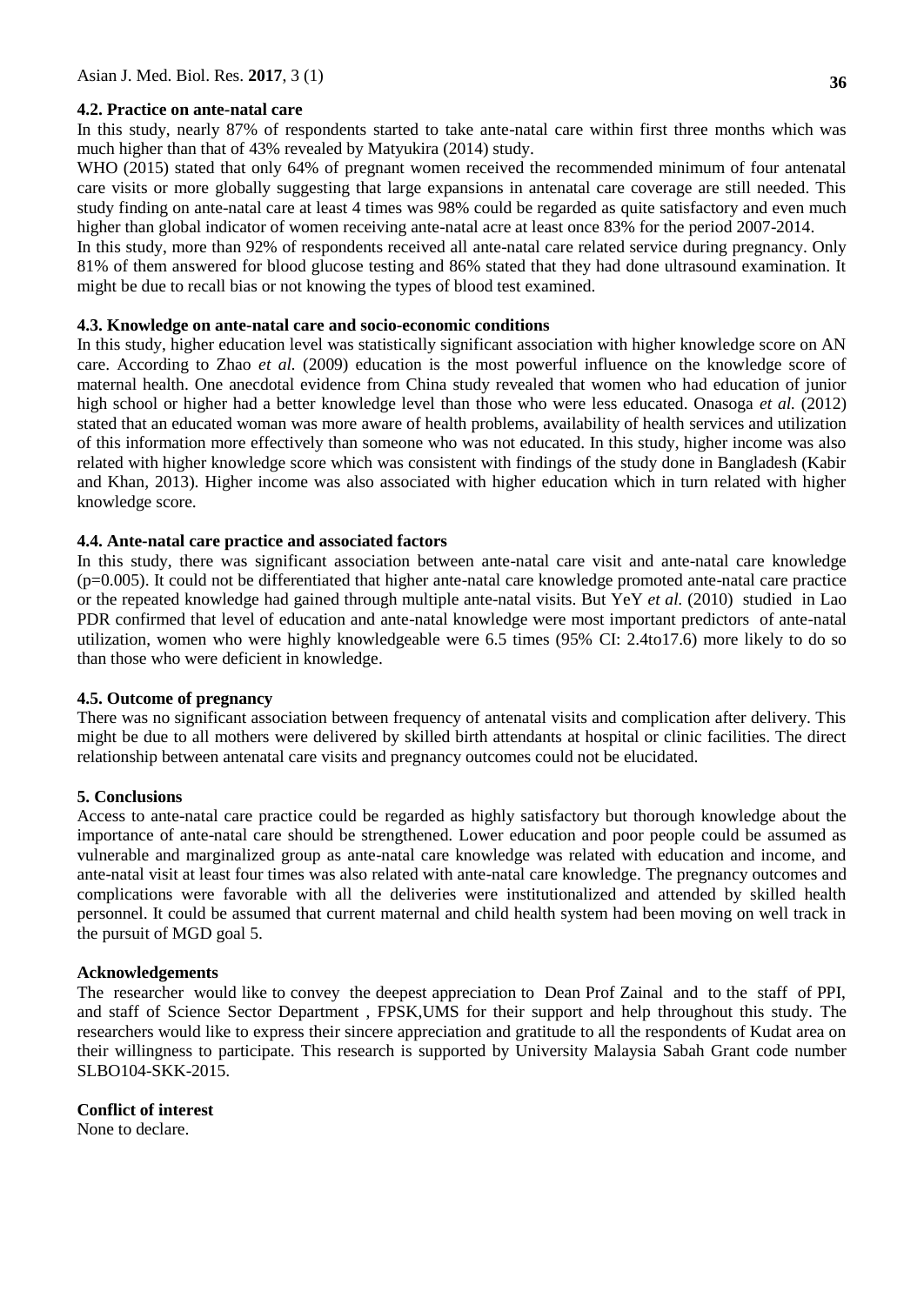### 4.2. Practice on ante-natal care

In this study, nearly 87% of respondents started to take ante-natal care within first three months which was much higher than that of 43% revealed by Matyukira (2014) study.

WHO (2015) stated that only 64% of pregnant women received the recommended minimum of four antenatal care visits or more globally suggesting that large expansions in antenatal care coverage are still needed. This study finding on ante-natal care at least 4 times was 98% could be regarded as quite satisfactory and even much higher than global indicator of women receiving ante-natal acre at least once 83% for the period 2007-2014.

In this study, more than 92% of respondents received all ante-natal care related service during pregnancy. Only 81% of them answered for blood glucose testing and 86% stated that they had done ultrasound examination. It might be due to recall bias or not knowing the types of blood test examined.

### 4.3. Knowledge on ante-natal care and socio-economic conditions

In this study, higher education level was statistically significant association with higher knowledge score on AN care. According to Zhao *et al.* (2009) education is the most powerful influence on the knowledge score of maternal health. One anecdotal evidence from China study revealed that women who had education of junior high school or higher had a better knowledge level than those who were less educated. Onasoga *et al.* (2012) stated that an educated woman was more aware of health problems, availability of health services and utilization of this information more effectively than someone who was not educated. In this study, higher income was also related with higher knowledge score which was consistent with findings of the study done in Bangladesh (Kabir and Khan, 2013). Higher income was also associated with higher education which in turn related with higher knowledge score.

### 4.4. Ante-natal care practice and associated factors

In this study, there was significant association between ante-natal care visit and ante-natal care knowledge ($p=0.005$). It could not be differentiated that higher ante-natal care knowledge promoted ante-natal care practice or the repeated knowledge had gained through multiple ante-natal visits. But YeY *et al.* (2010) studied in Lao PDR confirmed that level of education and ante-natal knowledge were most important predictors of ante-natal utilization, women who were highly knowledgeable were 6.5 times (95% CI: 2.4to17.6) more likely to do so than those who were deficient in knowledge.

### 4.5. Outcome of pregnancy

There was no significant association between frequency of antenatal visits and complication after delivery. This might be due to all mothers were delivered by skilled birth attendants at hospital or clinic facilities. The direct relationship between antenatal care visits and pregnancy outcomes could not be elucidated.

## 5. Conclusions

Access to ante-natal care practice could be regarded as highly satisfactory but thorough knowledge about the importance of ante-natal care should be strengthened. Lower education and poor people could be assumed as vulnerable and marginalized group as ante-natal care knowledge was related with education and income, and ante-natal visit at least four times was also related with ante-natal care knowledge. The pregnancy outcomes and complications were favorable with all the deliveries were institutionalized and attended by skilled health personnel. It could be assumed that current maternal and child health system had been moving on well track in the pursuit of MGD goal 5.

## Acknowledgements

The researcher would like to convey the deepest appreciation to Dean Prof Zainal and to the staff of PPI, and staff of Science Sector Department , FPSK,UMS for their support and help throughout this study. The researchers would like to express their sincere appreciation and gratitude to all the respondents of Kudat area on their willingness to participate. This research is supported by University Malaysia Sabah Grant code number SLBO104-SKK-2015.

## Conflict of interest

None to declare.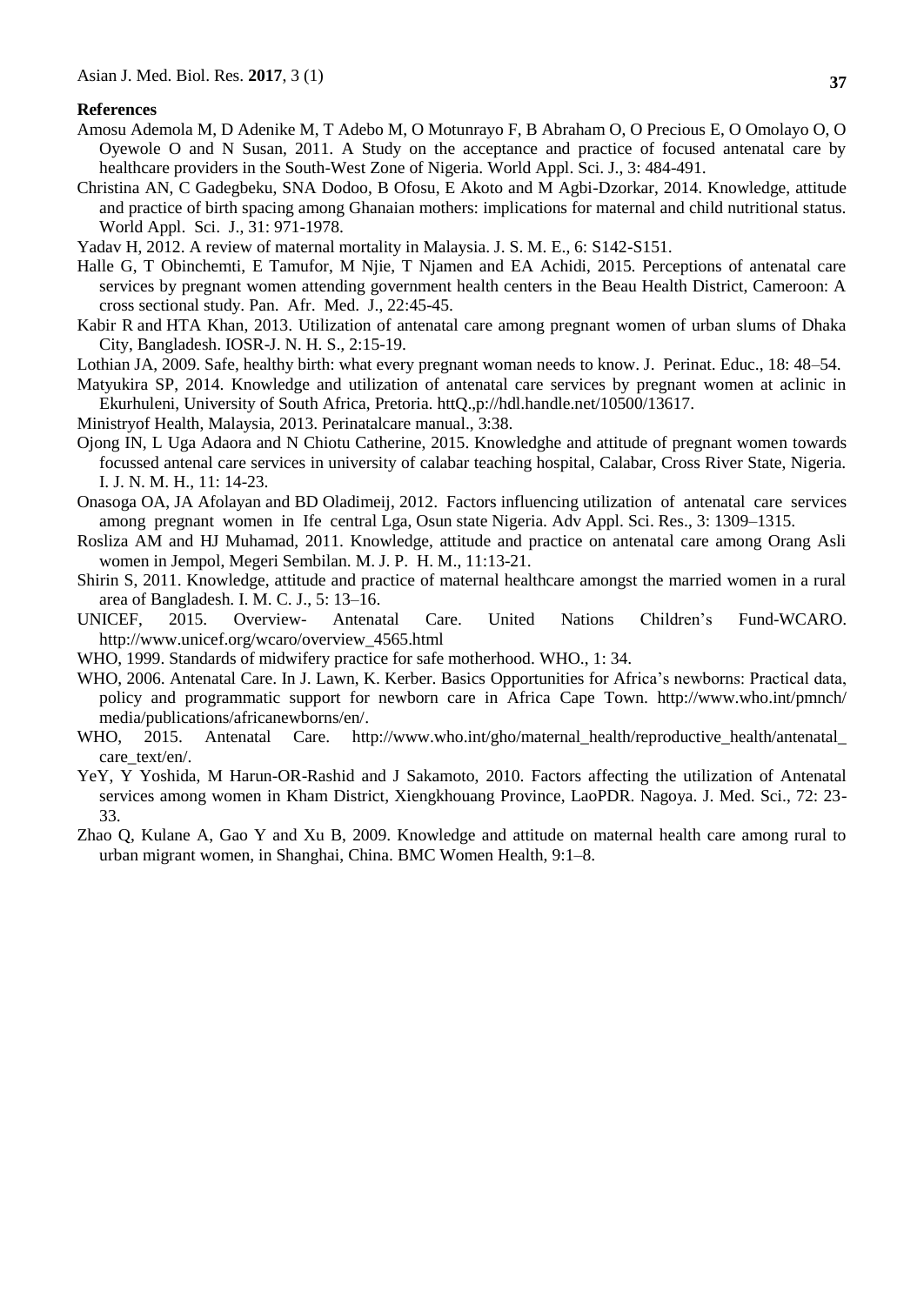**References**

Amosu Ademola M, D Adenike M, T Adebo M, O Motunrayo F, B Abraham O, O Precious E, O Omolayo O, O Oyewole O and N Susan, 2011. A Study on the acceptance and practice of focused antenatal care by healthcare providers in the South-West Zone of Nigeria. World Appl. Sci. J., 3: 484-491.

Christina AN, C Gadegbeku, SNA Dodoo, B Ofosu, E Akoto and M Agbi-Dzorkar, 2014. Knowledge, attitude and practice of birth spacing among Ghanaian mothers: implications for maternal and child nutritional status. World Appl. Sci. J., 31: 971-1978.

Yadav H, 2012. A review of maternal mortality in Malaysia. J. S. M. E., 6: S142-S151.

Halle G, T Obinchemti, E Tamufor, M Njie, T Njamen and EA Achidi, 2015. Perceptions of antenatal care services by pregnant women attending government health centers in the Beau Health District, Cameroon: A cross sectional study. Pan. Afr. Med. J., 22:45-45.

Kabir R and HTA Khan, 2013. Utilization of antenatal care among pregnant women of urban slums of Dhaka City, Bangladesh. IOSR-J. N. H. S., 2:15-19.

Lothian JA, 2009. Safe, healthy birth: what every pregnant woman needs to know. J. Perinat. Educ., 18: 48–54.

Matyukira SP, 2014. Knowledge and utilization of antenatal care services by pregnant women at aclinic in Ekurhuleni, University of South Africa, Pretoria. httQ.,p://hdl.handle.net/10500/13617.

Ministryof Health, Malaysia, 2013. Perinatalcare manual., 3:38.

Ojong IN, L Uga Adaora and N Chiotu Catherine, 2015. Knowledghe and attitude of pregnant women towards focussed antenal care services in university of calabar teaching hospital, Calabar, Cross River State, Nigeria. I. J. N. M. H., 11: 14-23.

Onasoga OA, JA Afolayan and BD Oladimeij, 2012. Factors influencing utilization of antenatal care services among pregnant women in Ife central Lga, Osun state Nigeria. Adv Appl. Sci. Res., 3: 1309–1315.

Rosliza AM and HJ Muhamad, 2011. Knowledge, attitude and practice on antenatal care among Orang Asli women in Jempol, Megeri Sembilan. M. J. P. H. M., 11:13-21.

Shirin S, 2011. Knowledge, attitude and practice of maternal healthcare amongst the married women in a rural area of Bangladesh. I. M. C. J., 5: 13–16.

UNICEF, 2015. Overview- Antenatal Care. United Nations Children's Fund-WCARO. http://www.unicef.org/wcaro/overview_4565.html

WHO, 1999. Standards of midwifery practice for safe motherhood. WHO., 1: 34.

WHO, 2006. Antenatal Care. In J. Lawn, K. Kerber. Basics Opportunities for Africa's newborns: Practical data, policy and programmatic support for newborn care in Africa Cape Town. http://www.who.int/pmnch/ media/publications/africanewborns/en/.

WHO, 2015. Antenatal Care. http://www.who.int/gho/maternal_health/reproductive_health/antenatal_ care_text/en/.

YeY, Y Yoshida, M Harun-OR-Rashid and J Sakamoto, 2010. Factors affecting the utilization of Antenatal services among women in Kham District, Xiengkhouang Province, LaoPDR. Nagoya. J. Med. Sci., 72: 23-33.

Zhao Q, Kulane A, Gao Y and Xu B, 2009. Knowledge and attitude on maternal health care among rural to urban migrant women, in Shanghai, China. BMC Women Health, 9:1–8.